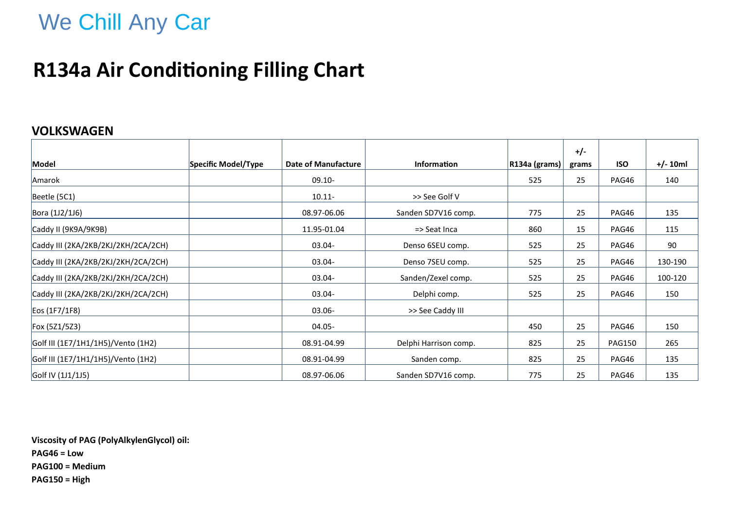We Chill Any Car

# R134a Air Conditioning Filling Chart

## VOLKSWAGEN

| Model | Specific Model/Type | Date of Manufacture | Information | R134a (grams) | +/- grams | ISO | +/- 10ml |
|---|---|---|---|---|---|---|---|
| Amarok | | 09.10- | | 525 | 25 | PAG46 | 140 |
| Beetle (5C1) | | 10.11- | >> See Golf V | | | | |
| Bora (1J2/1J6) | | 08.97-06.06 | Sanden SD7V16 comp. | 775 | 25 | PAG46 | 135 |
| Caddy II (9K9A/9K9B) | | 11.95-01.04 | => Seat Inca | 860 | 15 | PAG46 | 115 |
| Caddy III (2KA/2KB/2KJ/2KH/2CA/2CH) | | 03.04- | Denso 6SEU comp. | 525 | 25 | PAG46 | 90 |
| Caddy III (2KA/2KB/2KJ/2KH/2CA/2CH) | | 03.04- | Denso 7SEU comp. | 525 | 25 | PAG46 | 130-190 |
| Caddy III (2KA/2KB/2KJ/2KH/2CA/2CH) | | 03.04- | Sanden/Zexel comp. | 525 | 25 | PAG46 | 100-120 |
| Caddy III (2KA/2KB/2KJ/2KH/2CA/2CH) | | 03.04- | Delphi comp. | 525 | 25 | PAG46 | 150 |
| Eos (1F7/1F8) | | 03.06- | >> See Caddy III | | | | |
| Fox (5Z1/5Z3) | | 04.05- | | 450 | 25 | PAG46 | 150 |
| Golf III (1E7/1H1/1H5)/Vento (1H2) | | 08.91-04.99 | Delphi Harrison comp. | 825 | 25 | PAG150 | 265 |
| Golf III (1E7/1H1/1H5)/Vento (1H2) | | 08.91-04.99 | Sanden comp. | 825 | 25 | PAG46 | 135 |
| Golf IV (1J1/1J5) | | 08.97-06.06 | Sanden SD7V16 comp. | 775 | 25 | PAG46 | 135 |

**Viscosity of PAG (PolyAlkylenGlycol) oil:**

**PAG46 = Low**

**PAG100 = Medium**

**PAG150 = High**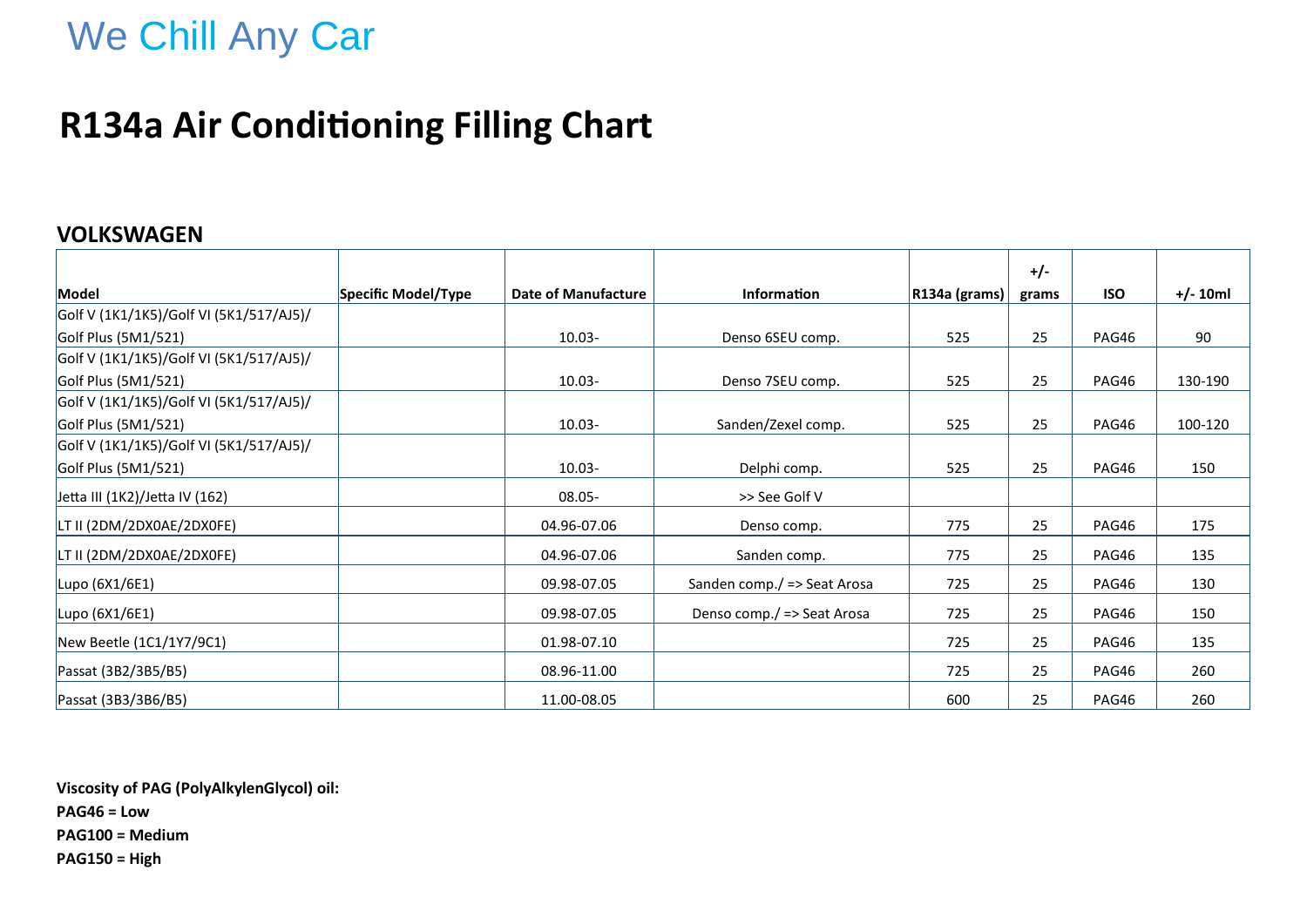We Chill Any Car

# R134a Air Conditioning Filling Chart

## VOLKSWAGEN

| Model | Specific Model/Type | Date of Manufacture | Information | R134a (grams) | +/- grams | ISO | +/- 10ml |
|---|---|---|---|---|---|---|---|
| Golf V (1K1/1K5)/Golf VI (5K1/517/AJ5)/ Golf Plus (5M1/521) | | 10.03- | Denso 6SEU comp. | 525 | 25 | PAG46 | 90 |
| Golf V (1K1/1K5)/Golf VI (5K1/517/AJ5)/ Golf Plus (5M1/521) | | 10.03- | Denso 7SEU comp. | 525 | 25 | PAG46 | 130-190 |
| Golf V (1K1/1K5)/Golf VI (5K1/517/AJ5)/ Golf Plus (5M1/521) | | 10.03- | Sanden/Zexel comp. | 525 | 25 | PAG46 | 100-120 |
| Golf V (1K1/1K5)/Golf VI (5K1/517/AJ5)/ Golf Plus (5M1/521) | | 10.03- | Delphi comp. | 525 | 25 | PAG46 | 150 |
| Jetta III (1K2)/Jetta IV (162) | | 08.05- | >> See Golf V | | | | |
| LT II (2DM/2DX0AE/2DX0FE) | | 04.96-07.06 | Denso comp. | 775 | 25 | PAG46 | 175 |
| LT II (2DM/2DX0AE/2DX0FE) | | 04.96-07.06 | Sanden comp. | 775 | 25 | PAG46 | 135 |
| Lupo (6X1/6E1) | | 09.98-07.05 | Sanden comp./ => Seat Arosa | 725 | 25 | PAG46 | 130 |
| Lupo (6X1/6E1) | | 09.98-07.05 | Denso comp./ => Seat Arosa | 725 | 25 | PAG46 | 150 |
| New Beetle (1C1/1Y7/9C1) | | 01.98-07.10 | | 725 | 25 | PAG46 | 135 |
| Passat (3B2/3B5/B5) | | 08.96-11.00 | | 725 | 25 | PAG46 | 260 |
| Passat (3B3/3B6/B5) | | 11.00-08.05 | | 600 | 25 | PAG46 | 260 |

**Viscosity of PAG (PolyAlkylenGlycol) oil:**

**PAG46 = Low**

**PAG100 = Medium**

**PAG150 = High**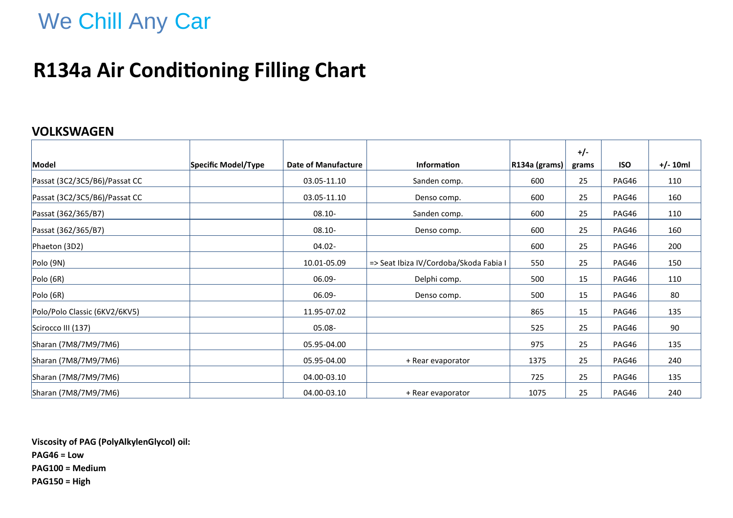We Chill Any Car

# R134a Air Conditioning Filling Chart

## VOLKSWAGEN

| Model | Specific Model/Type | Date of Manufacture | Information | R134a (grams) | +/- grams | ISO | +/- 10ml |
|---|---|---|---|---|---|---|---|
| Passat (3C2/3C5/B6)/Passat CC | | 03.05-11.10 | Sanden comp. | 600 | 25 | PAG46 | 110 |
| Passat (3C2/3C5/B6)/Passat CC | | 03.05-11.10 | Denso comp. | 600 | 25 | PAG46 | 160 |
| Passat (362/365/B7) | | 08.10- | Sanden comp. | 600 | 25 | PAG46 | 110 |
| Passat (362/365/B7) | | 08.10- | Denso comp. | 600 | 25 | PAG46 | 160 |
| Phaeton (3D2) | | 04.02- | | 600 | 25 | PAG46 | 200 |
| Polo (9N) | | 10.01-05.09 | => Seat Ibiza IV/Cordoba/Skoda Fabia I | 550 | 25 | PAG46 | 150 |
| Polo (6R) | | 06.09- | Delphi comp. | 500 | 15 | PAG46 | 110 |
| Polo (6R) | | 06.09- | Denso comp. | 500 | 15 | PAG46 | 80 |
| Polo/Polo Classic (6KV2/6KV5) | | 11.95-07.02 | | 865 | 15 | PAG46 | 135 |
| Scirocco III (137) | | 05.08- | | 525 | 25 | PAG46 | 90 |
| Sharan (7M8/7M9/7M6) | | 05.95-04.00 | | 975 | 25 | PAG46 | 135 |
| Sharan (7M8/7M9/7M6) | | 05.95-04.00 | + Rear evaporator | 1375 | 25 | PAG46 | 240 |
| Sharan (7M8/7M9/7M6) | | 04.00-03.10 | | 725 | 25 | PAG46 | 135 |
| Sharan (7M8/7M9/7M6) | | 04.00-03.10 | + Rear evaporator | 1075 | 25 | PAG46 | 240 |

**Viscosity of PAG (PolyAlkylenGlycol) oil:**

**PAG46 = Low**

**PAG100 = Medium**

**PAG150 = High**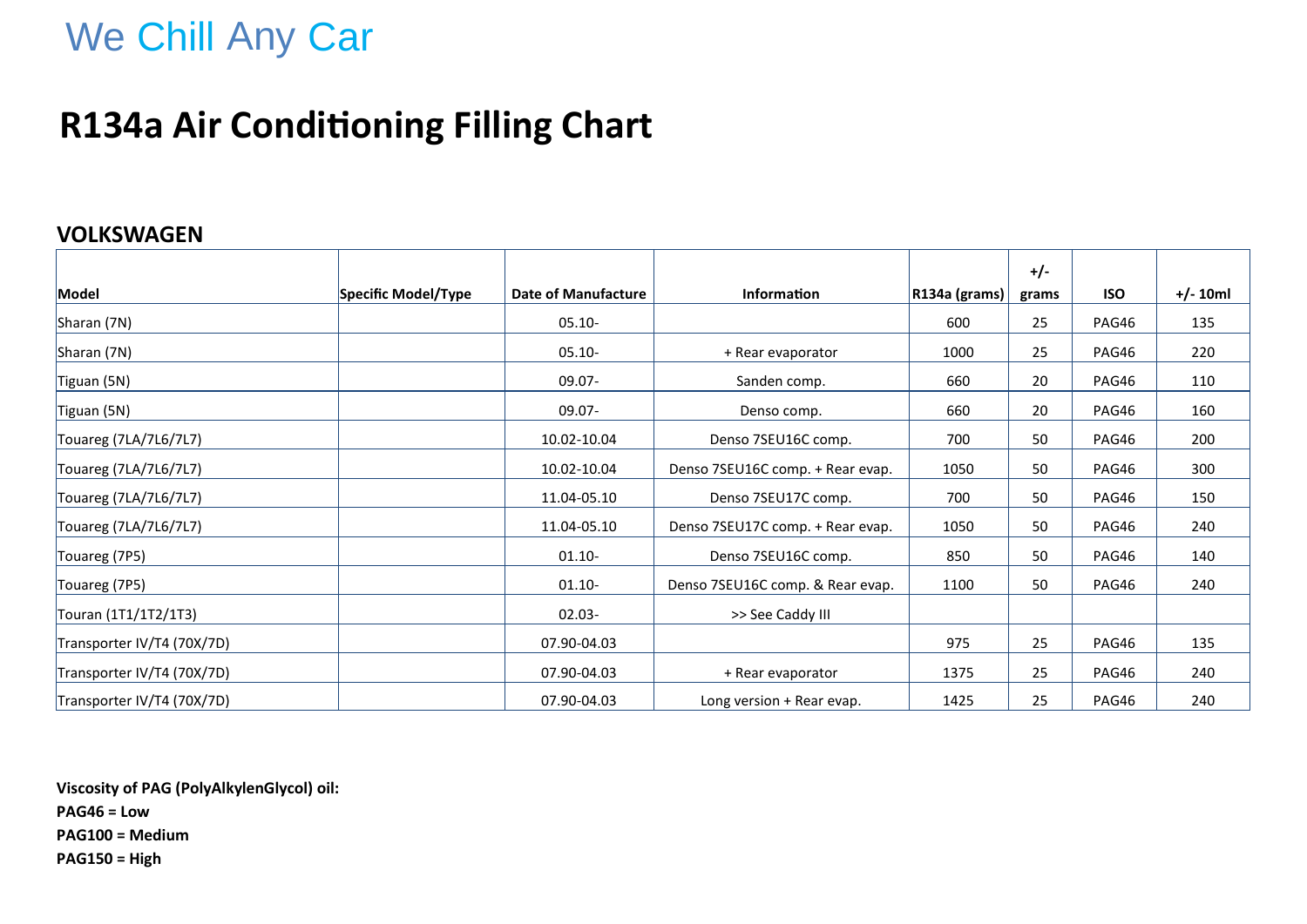We Chill Any Car

# R134a Air Conditioning Filling Chart

## VOLKSWAGEN

| Model | Specific Model/Type | Date of Manufacture | Information | R134a (grams) | +/- grams | ISO | +/- 10ml |
|---|---|---|---|---|---|---|---|
| Sharan (7N) | | 05.10- | | 600 | 25 | PAG46 | 135 |
| Sharan (7N) | | 05.10- | + Rear evaporator | 1000 | 25 | PAG46 | 220 |
| Tiguan (5N) | | 09.07- | Sanden comp. | 660 | 20 | PAG46 | 110 |
| Tiguan (5N) | | 09.07- | Denso comp. | 660 | 20 | PAG46 | 160 |
| Touareg (7LA/7L6/7L7) | | 10.02-10.04 | Denso 7SEU16C comp. | 700 | 50 | PAG46 | 200 |
| Touareg (7LA/7L6/7L7) | | 10.02-10.04 | Denso 7SEU16C comp. + Rear evap. | 1050 | 50 | PAG46 | 300 |
| Touareg (7LA/7L6/7L7) | | 11.04-05.10 | Denso 7SEU17C comp. | 700 | 50 | PAG46 | 150 |
| Touareg (7LA/7L6/7L7) | | 11.04-05.10 | Denso 7SEU17C comp. + Rear evap. | 1050 | 50 | PAG46 | 240 |
| Touareg (7P5) | | 01.10- | Denso 7SEU16C comp. | 850 | 50 | PAG46 | 140 |
| Touareg (7P5) | | 01.10- | Denso 7SEU16C comp. & Rear evap. | 1100 | 50 | PAG46 | 240 |
| Touran (1T1/1T2/1T3) | | 02.03- | >> See Caddy III | | | | |
| Transporter IV/T4 (70X/7D) | | 07.90-04.03 | | 975 | 25 | PAG46 | 135 |
| Transporter IV/T4 (70X/7D) | | 07.90-04.03 | + Rear evaporator | 1375 | 25 | PAG46 | 240 |
| Transporter IV/T4 (70X/7D) | | 07.90-04.03 | Long version + Rear evap. | 1425 | 25 | PAG46 | 240 |

**Viscosity of PAG (PolyAlkylenGlycol) oil:**
**PAG46 = Low**
**PAG100 = Medium**
**PAG150 = High**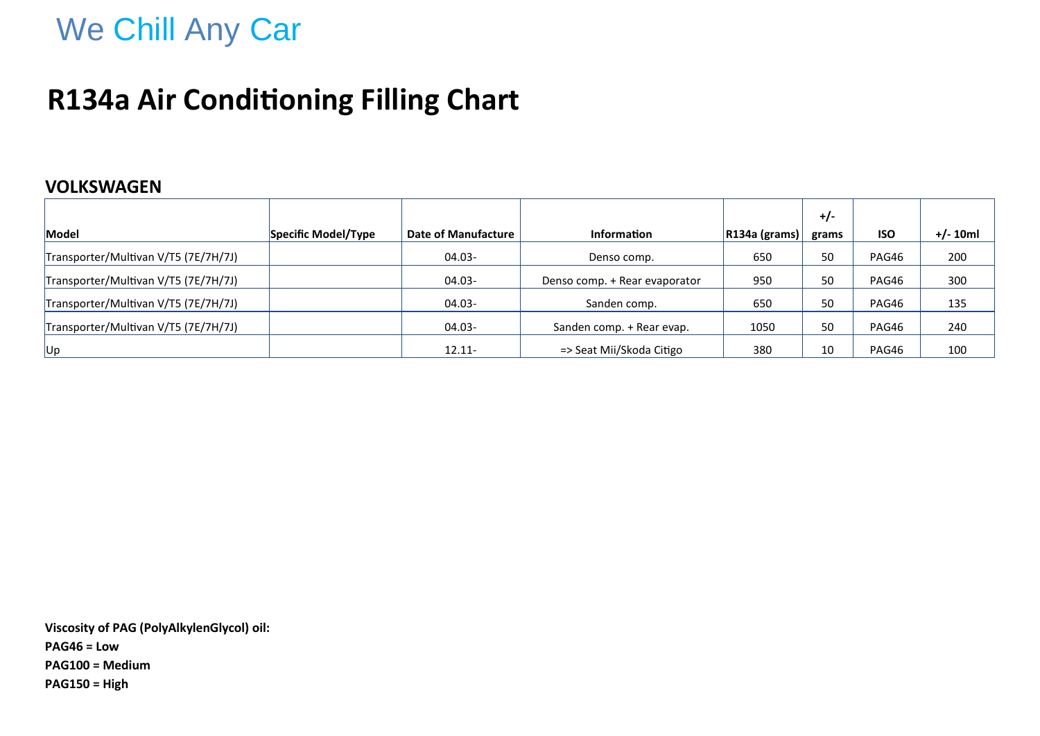We Chill Any Car

# R134a Air Conditioning Filling Chart

## VOLKSWAGEN

| Model | Specific Model/Type | Date of Manufacture | Information | R134a (grams) | +/- grams | ISO | +/- 10ml |
|---|---|---|---|---|---|---|---|
| Transporter/Multivan V/T5 (7E/7H/7J) | | 04.03- | Denso comp. | 650 | 50 | PAG46 | 200 |
| Transporter/Multivan V/T5 (7E/7H/7J) | | 04.03- | Denso comp. + Rear evaporator | 950 | 50 | PAG46 | 300 |
| Transporter/Multivan V/T5 (7E/7H/7J) | | 04.03- | Sanden comp. | 650 | 50 | PAG46 | 135 |
| Transporter/Multivan V/T5 (7E/7H/7J) | | 04.03- | Sanden comp. + Rear evap. | 1050 | 50 | PAG46 | 240 |
| Up | | 12.11- | => Seat Mii/Skoda Citigo | 380 | 10 | PAG46 | 100 |

**Viscosity of PAG (PolyAlkylenGlycol) oil:**
**PAG46 = Low**
**PAG100 = Medium**
**PAG150 = High**